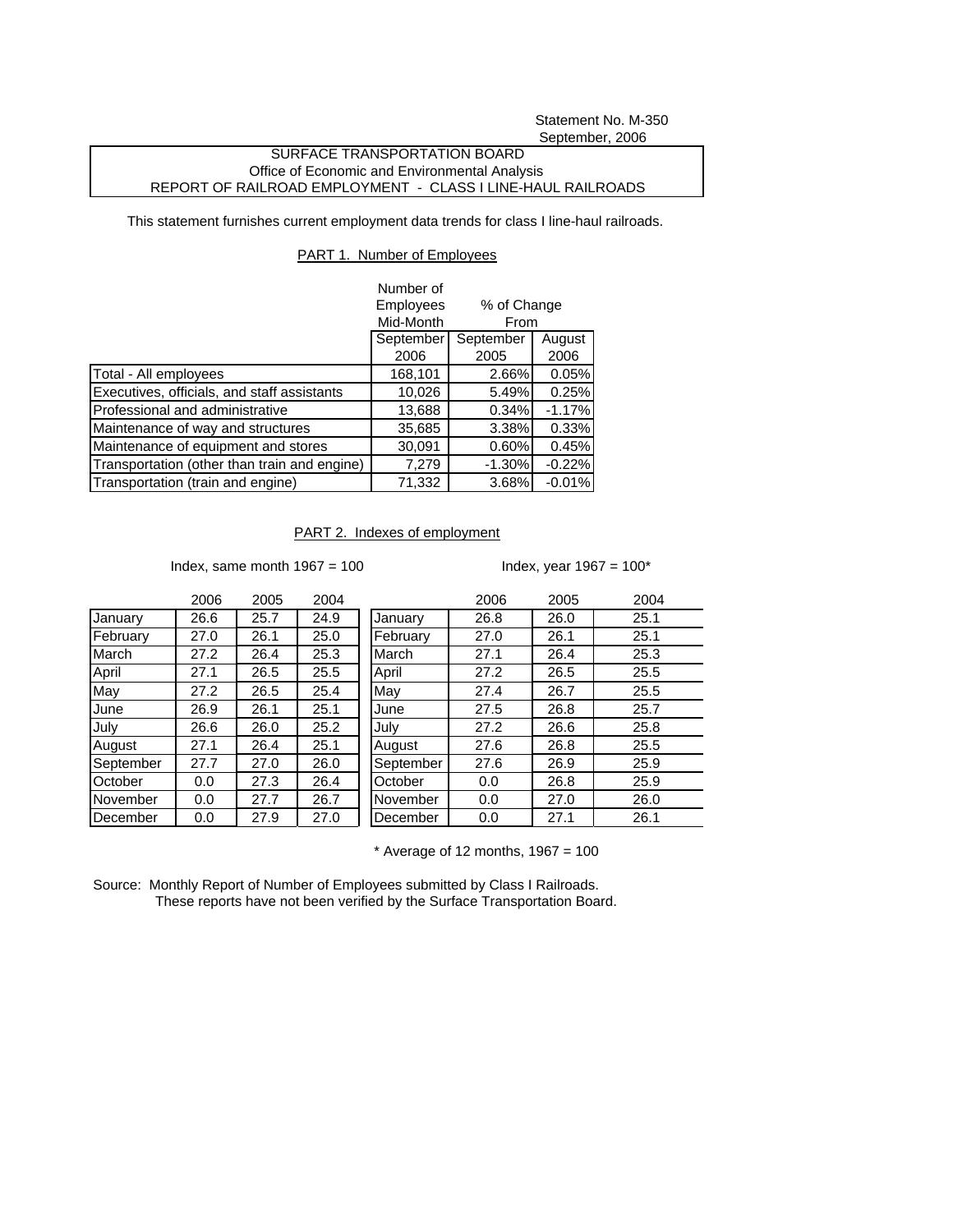Statement No. M-350
September, 2006

SURFACE TRANSPORTATION BOARD
Office of Economic and Environmental Analysis
REPORT OF RAILROAD EMPLOYMENT - CLASS I LINE-HAUL RAILROADS

This statement furnishes current employment data trends for class I line-haul railroads.

## PART 1. Number of Employees

| | Number of Employees Mid-Month | % of Change From | |
|---|---|---|---|
| | September 2006 | September 2005 | August 2006 |
| Total - All employees | 168,101 | 2.66% | 0.05% |
| Executives, officials, and staff assistants | 10,026 | 5.49% | 0.25% |
| Professional and administrative | 13,688 | 0.34% | -1.17% |
| Maintenance of way and structures | 35,685 | 3.38% | 0.33% |
| Maintenance of equipment and stores | 30,091 | 0.60% | 0.45% |
| Transportation (other than train and engine) | 7,279 | -1.30% | -0.22% |
| Transportation (train and engine) | 71,332 | 3.68% | -0.01% |

## PART 2. Indexes of employment

Index, same month 1967 = 100

| | 2006 | 2005 | 2004 |
|---|---|---|---|
| January | 26.6 | 25.7 | 24.9 |
| February | 27.0 | 26.1 | 25.0 |
| March | 27.2 | 26.4 | 25.3 |
| April | 27.1 | 26.5 | 25.5 |
| May | 27.2 | 26.5 | 25.4 |
| June | 26.9 | 26.1 | 25.1 |
| July | 26.6 | 26.0 | 25.2 |
| August | 27.1 | 26.4 | 25.1 |
| September | 27.7 | 27.0 | 26.0 |
| October | 0.0 | 27.3 | 26.4 |
| November | 0.0 | 27.7 | 26.7 |
| December | 0.0 | 27.9 | 27.0 |

Index, year 1967 = 100*

| | 2006 | 2005 | 2004 |
|---|---|---|---|
| January | 26.8 | 26.0 | 25.1 |
| February | 27.0 | 26.1 | 25.1 |
| March | 27.1 | 26.4 | 25.3 |
| April | 27.2 | 26.5 | 25.5 |
| May | 27.4 | 26.7 | 25.5 |
| June | 27.5 | 26.8 | 25.7 |
| July | 27.2 | 26.6 | 25.8 |
| August | 27.6 | 26.8 | 25.5 |
| September | 27.6 | 26.9 | 25.9 |
| October | 0.0 | 26.8 | 25.9 |
| November | 0.0 | 27.0 | 26.0 |
| December | 0.0 | 27.1 | 26.1 |

* Average of 12 months, 1967 = 100

Source: Monthly Report of Number of Employees submitted by Class I Railroads.
These reports have not been verified by the Surface Transportation Board.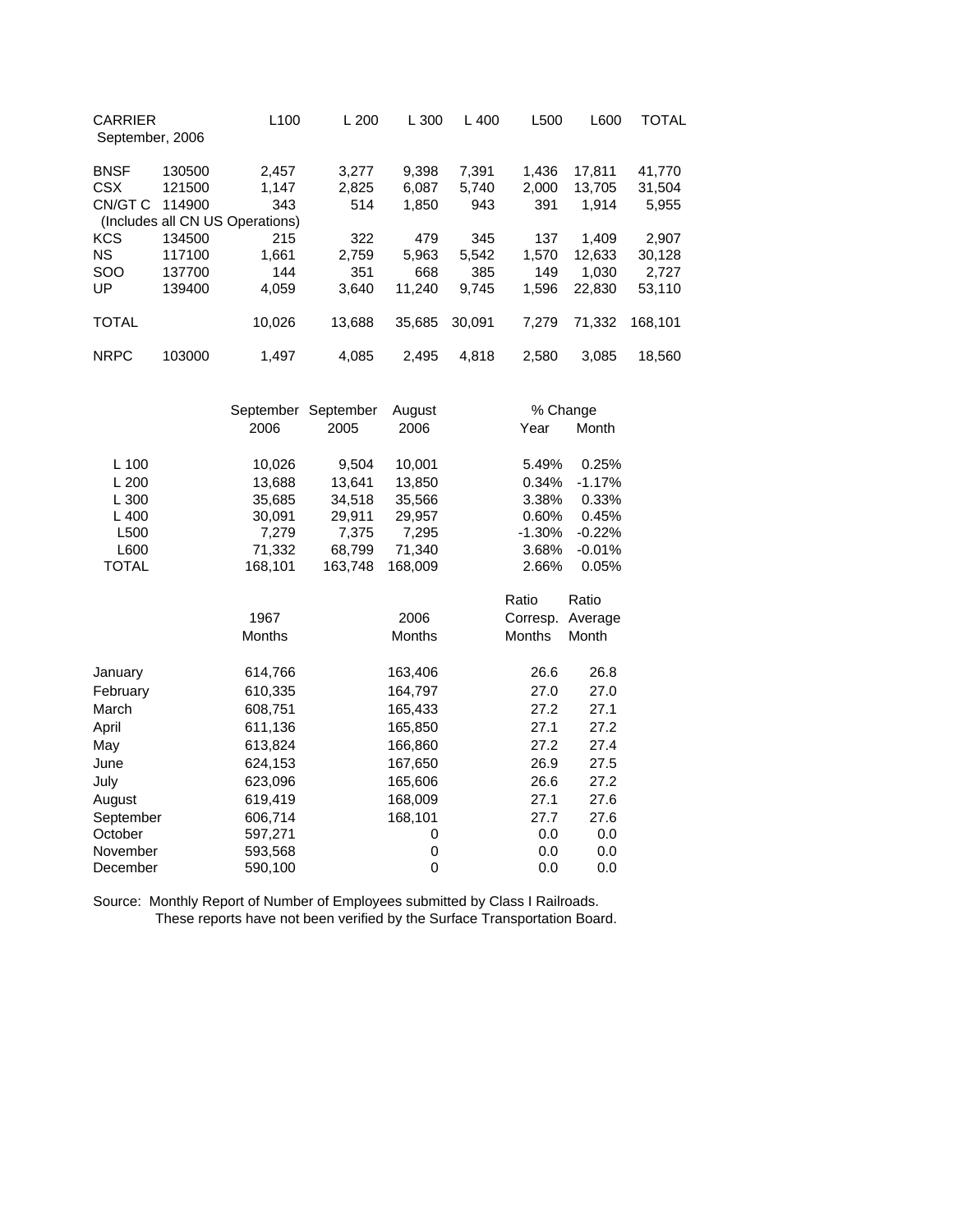| CARRIER September, 2006 | | L100 | L 200 | L 300 | L 400 | L500 | L600 | TOTAL |
|---|---|---|---|---|---|---|---|---|
| BNSF | 130500 | 2,457 | 3,277 | 9,398 | 7,391 | 1,436 | 17,811 | 41,770 |
| CSX | 121500 | 1,147 | 2,825 | 6,087 | 5,740 | 2,000 | 13,705 | 31,504 |
| CN/GT C | 114900 | 343 | 514 | 1,850 | 943 | 391 | 1,914 | 5,955 |
| (Includes all CN US Operations) | | | | | | | | |
| KCS | 134500 | 215 | 322 | 479 | 345 | 137 | 1,409 | 2,907 |
| NS | 117100 | 1,661 | 2,759 | 5,963 | 5,542 | 1,570 | 12,633 | 30,128 |
| SOO | 137700 | 144 | 351 | 668 | 385 | 149 | 1,030 | 2,727 |
| UP | 139400 | 4,059 | 3,640 | 11,240 | 9,745 | 1,596 | 22,830 | 53,110 |
| TOTAL | | 10,026 | 13,688 | 35,685 | 30,091 | 7,279 | 71,332 | 168,101 |
| NRPC | 103000 | 1,497 | 4,085 | 2,495 | 4,818 | 2,580 | 3,085 | 18,560 |

| | September 2006 | September 2005 | August 2006 | % Change Year | % Change Month |
|---|---|---|---|---|---|
| L 100 | 10,026 | 9,504 | 10,001 | 5.49% | 0.25% |
| L 200 | 13,688 | 13,641 | 13,850 | 0.34% | -1.17% |
| L 300 | 35,685 | 34,518 | 35,566 | 3.38% | 0.33% |
| L 400 | 30,091 | 29,911 | 29,957 | 0.60% | 0.45% |
| L500 | 7,279 | 7,375 | 7,295 | -1.30% | -0.22% |
| L600 | 71,332 | 68,799 | 71,340 | 3.68% | -0.01% |
| TOTAL | 168,101 | 163,748 | 168,009 | 2.66% | 0.05% |

| | 1967 Months | 2006 Months | Ratio Corresp. Months | Ratio Average Month |
|---|---|---|---|---|
| January | 614,766 | 163,406 | 26.6 | 26.8 |
| February | 610,335 | 164,797 | 27.0 | 27.0 |
| March | 608,751 | 165,433 | 27.2 | 27.1 |
| April | 611,136 | 165,850 | 27.1 | 27.2 |
| May | 613,824 | 166,860 | 27.2 | 27.4 |
| June | 624,153 | 167,650 | 26.9 | 27.5 |
| July | 623,096 | 165,606 | 26.6 | 27.2 |
| August | 619,419 | 168,009 | 27.1 | 27.6 |
| September | 606,714 | 168,101 | 27.7 | 27.6 |
| October | 597,271 | 0 | 0.0 | 0.0 |
| November | 593,568 | 0 | 0.0 | 0.0 |
| December | 590,100 | 0 | 0.0 | 0.0 |

Source: Monthly Report of Number of Employees submitted by Class I Railroads.
These reports have not been verified by the Surface Transportation Board.